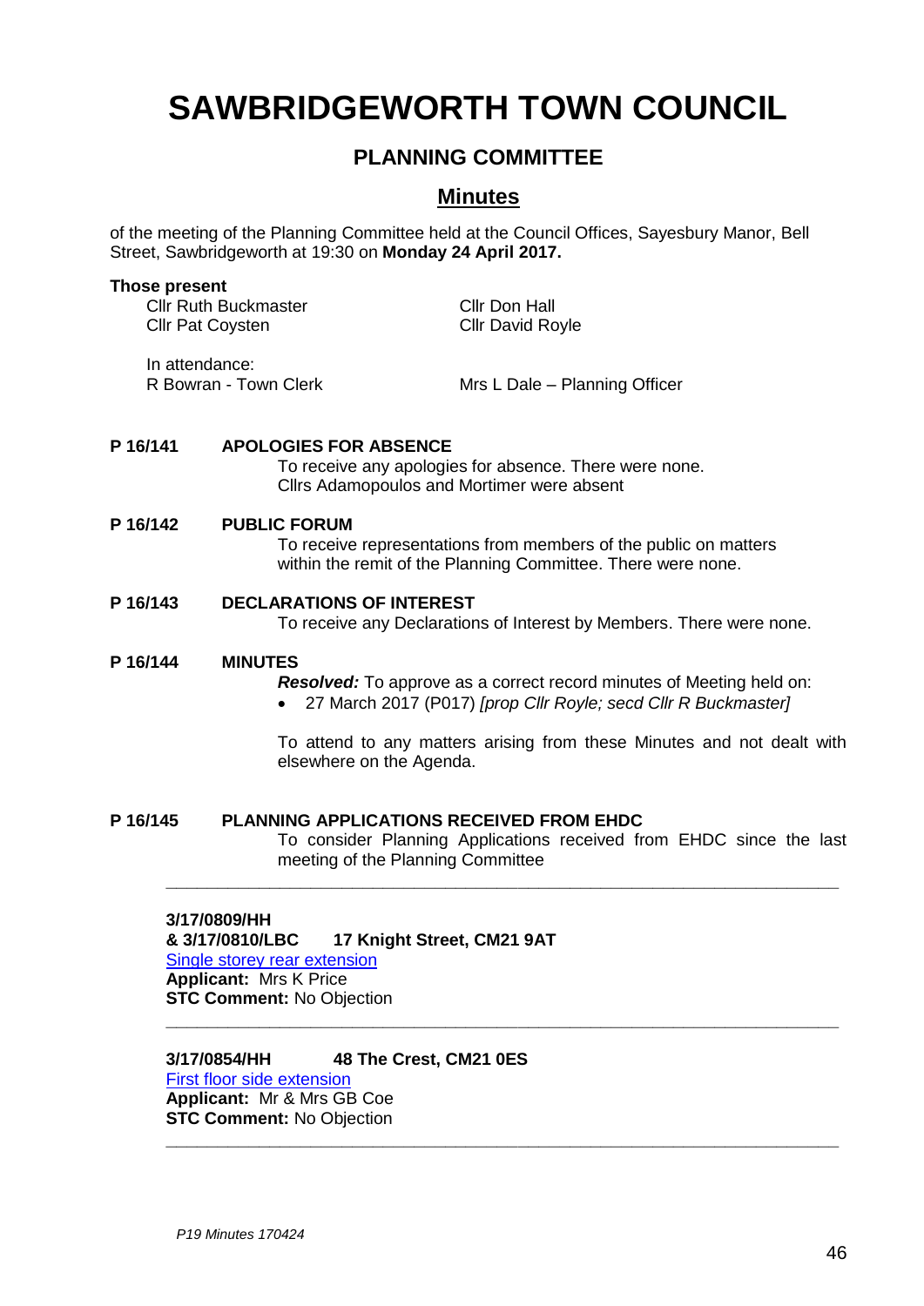# SAWBRIDGEWORTH TOWN COUNCIL

## PLANNING COMMITTEE

## Minutes

of the meeting of the Planning Committee held at the Council Offices, Sayesbury Manor, Bell Street, Sawbridgeworth at 19:30 on **Monday 24 April 2017.**

**Those present**

Cllr Ruth Buckmaster
Cllr Pat Coysten
Cllr Don Hall
Cllr David Royle

In attendance:
R Bowran - Town Clerk
Mrs L Dale – Planning Officer

**P 16/141 APOLOGIES FOR ABSENCE**

To receive any apologies for absence. There were none.
Cllrs Adamopoulos and Mortimer were absent

**P 16/142 PUBLIC FORUM**

To receive representations from members of the public on matters within the remit of the Planning Committee. There were none.

**P 16/143 DECLARATIONS OF INTEREST**

To receive any Declarations of Interest by Members. There were none.

**P 16/144 MINUTES**

***Resolved:*** To approve as a correct record minutes of Meeting held on:

- 27 March 2017 (P017) *[prop Cllr Royle; secd Cllr R Buckmaster]*

To attend to any matters arising from these Minutes and not dealt with elsewhere on the Agenda.

**P 16/145 PLANNING APPLICATIONS RECEIVED FROM EHDC**

To consider Planning Applications received from EHDC since the last meeting of the Planning Committee

---

**3/17/0809/HH**
**& 3/17/0810/LBC 17 Knight Street, CM21 9AT**
Single storey rear extension
**Applicant:** Mrs K Price
**STC Comment:** No Objection

---

**3/17/0854/HH 48 The Crest, CM21 0ES**
First floor side extension
**Applicant:** Mr & Mrs GB Coe
**STC Comment:** No Objection

---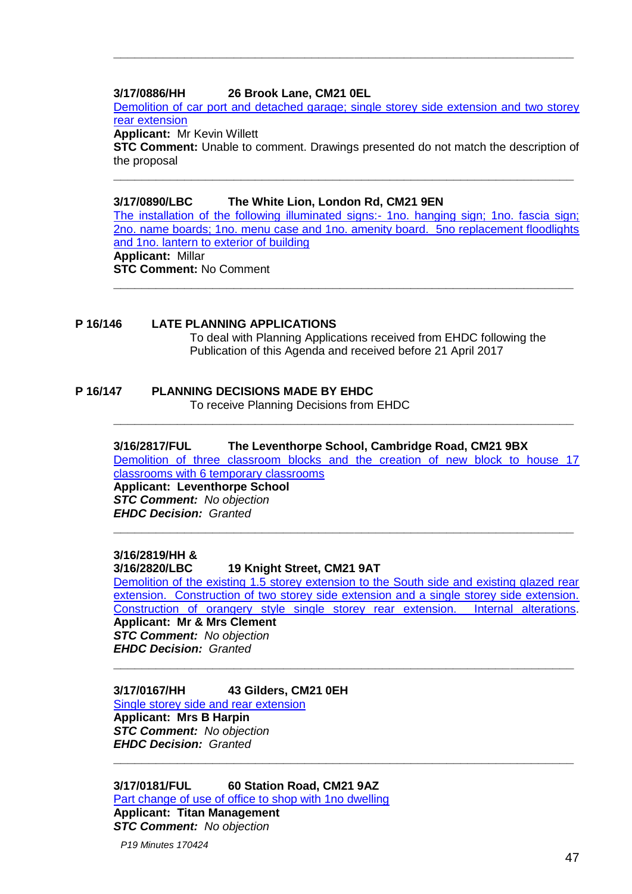---

**3/17/0886/HH** **26 Brook Lane, CM21 0EL**

Demolition of car port and detached garage; single storey side extension and two storey rear extension

**Applicant:** Mr Kevin Willett

**STC Comment:** Unable to comment. Drawings presented do not match the description of the proposal

---

**3/17/0890/LBC** **The White Lion, London Rd, CM21 9EN**

The installation of the following illuminated signs:- 1no. hanging sign; 1no. fascia sign; 2no. name boards; 1no. menu case and 1no. amenity board. 5no replacement floodlights and 1no. lantern to exterior of building

**Applicant:** Millar

**STC Comment:** No Comment

---

**P 16/146** **LATE PLANNING APPLICATIONS**

To deal with Planning Applications received from EHDC following the Publication of this Agenda and received before 21 April 2017

**P 16/147** **PLANNING DECISIONS MADE BY EHDC**

To receive Planning Decisions from EHDC

---

**3/16/2817/FUL** **The Leventhorpe School, Cambridge Road, CM21 9BX**

Demolition of three classroom blocks and the creation of new block to house 17 classrooms with 6 temporary classrooms

**Applicant: Leventhorpe School**

***STC Comment:*** *No objection*

***EHDC Decision:*** *Granted*

---

**3/16/2819/HH &**
**3/16/2820/LBC** **19 Knight Street, CM21 9AT**

Demolition of the existing 1.5 storey extension to the South side and existing glazed rear extension. Construction of two storey side extension and a single storey side extension. Construction of orangery style single storey rear extension. Internal alterations.

**Applicant: Mr & Mrs Clement**

***STC Comment:*** *No objection*

***EHDC Decision:*** *Granted*

---

**3/17/0167/HH** **43 Gilders, CM21 0EH**

Single storey side and rear extension

**Applicant: Mrs B Harpin**

***STC Comment:*** *No objection*

***EHDC Decision:*** *Granted*

---

**3/17/0181/FUL** **60 Station Road, CM21 9AZ**

Part change of use of office to shop with 1no dwelling

**Applicant: Titan Management**

***STC Comment:*** *No objection*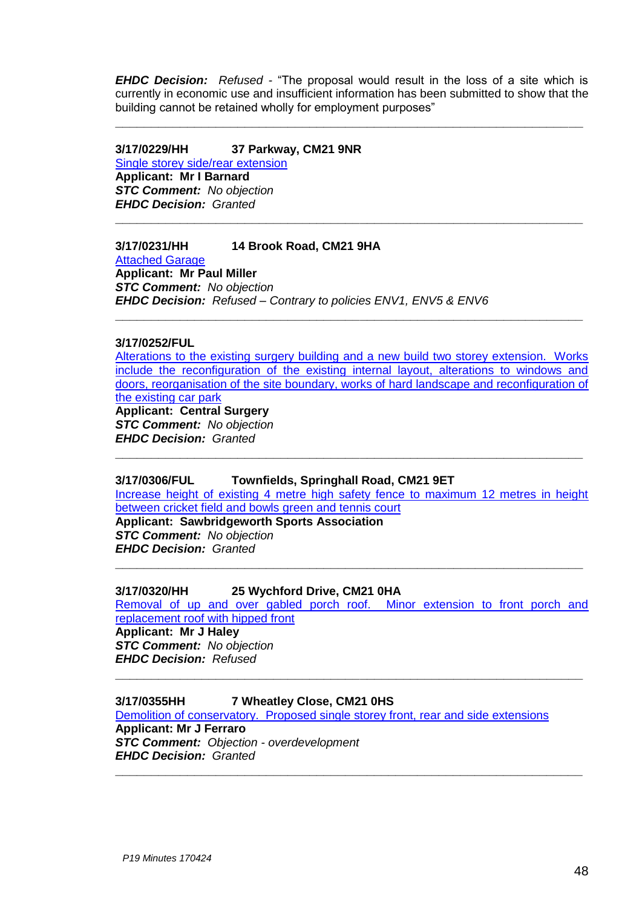***EHDC Decision:*** *Refused* - "The proposal would result in the loss of a site which is currently in economic use and insufficient information has been submitted to show that the building cannot be retained wholly for employment purposes"

---

**3/17/0229/HH 37 Parkway, CM21 9NR**
Single storey side/rear extension
**Applicant: Mr I Barnard**
***STC Comment:*** *No objection*
***EHDC Decision:*** *Granted*

---

**3/17/0231/HH 14 Brook Road, CM21 9HA**
Attached Garage
**Applicant: Mr Paul Miller**
***STC Comment:*** *No objection*
***EHDC Decision:*** *Refused – Contrary to policies ENV1, ENV5 & ENV6*

---

**3/17/0252/FUL**
Alterations to the existing surgery building and a new build two storey extension. Works include the reconfiguration of the existing internal layout, alterations to windows and doors, reorganisation of the site boundary, works of hard landscape and reconfiguration of the existing car park
**Applicant: Central Surgery**
***STC Comment:*** *No objection*
***EHDC Decision:*** *Granted*

---

**3/17/0306/FUL Townfields, Springhall Road, CM21 9ET**
Increase height of existing 4 metre high safety fence to maximum 12 metres in height between cricket field and bowls green and tennis court
**Applicant: Sawbridgeworth Sports Association**
***STC Comment:*** *No objection*
***EHDC Decision:*** *Granted*

---

**3/17/0320/HH 25 Wychford Drive, CM21 0HA**
Removal of up and over gabled porch roof. Minor extension to front porch and replacement roof with hipped front
**Applicant: Mr J Haley**
***STC Comment:*** *No objection*
***EHDC Decision:*** *Refused*

---

**3/17/0355HH 7 Wheatley Close, CM21 0HS**
Demolition of conservatory. Proposed single storey front, rear and side extensions
**Applicant: Mr J Ferraro**
***STC Comment:*** *Objection - overdevelopment*
***EHDC Decision:*** *Granted*

---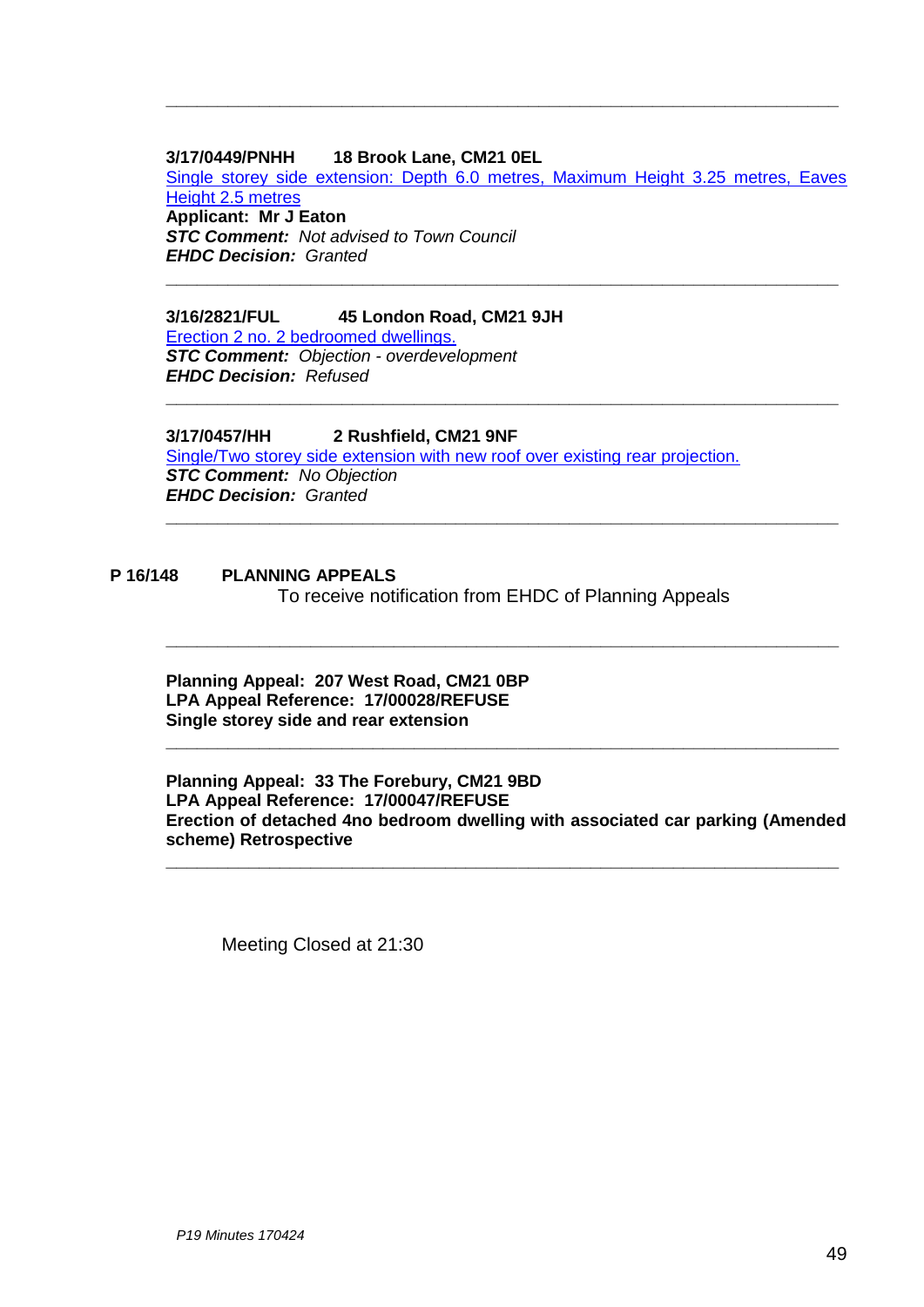---

**3/17/0449/PNHH 18 Brook Lane, CM21 0EL**

Single storey side extension: Depth 6.0 metres, Maximum Height 3.25 metres, Eaves Height 2.5 metres

**Applicant: Mr J Eaton**

***STC Comment:*** *Not advised to Town Council*

***EHDC Decision:*** *Granted*

---

**3/16/2821/FUL 45 London Road, CM21 9JH**

Erection 2 no. 2 bedroomed dwellings.

***STC Comment:*** *Objection - overdevelopment*

***EHDC Decision:*** *Refused*

---

**3/17/0457/HH 2 Rushfield, CM21 9NF**

Single/Two storey side extension with new roof over existing rear projection.

***STC Comment:*** *No Objection*

***EHDC Decision:*** *Granted*

---

**P 16/148 PLANNING APPEALS**

To receive notification from EHDC of Planning Appeals

---

**Planning Appeal: 207 West Road, CM21 0BP**
**LPA Appeal Reference: 17/00028/REFUSE**
**Single storey side and rear extension**

---

**Planning Appeal: 33 The Forebury, CM21 9BD**
**LPA Appeal Reference: 17/00047/REFUSE**
**Erection of detached 4no bedroom dwelling with associated car parking (Amended scheme) Retrospective**

---

Meeting Closed at 21:30